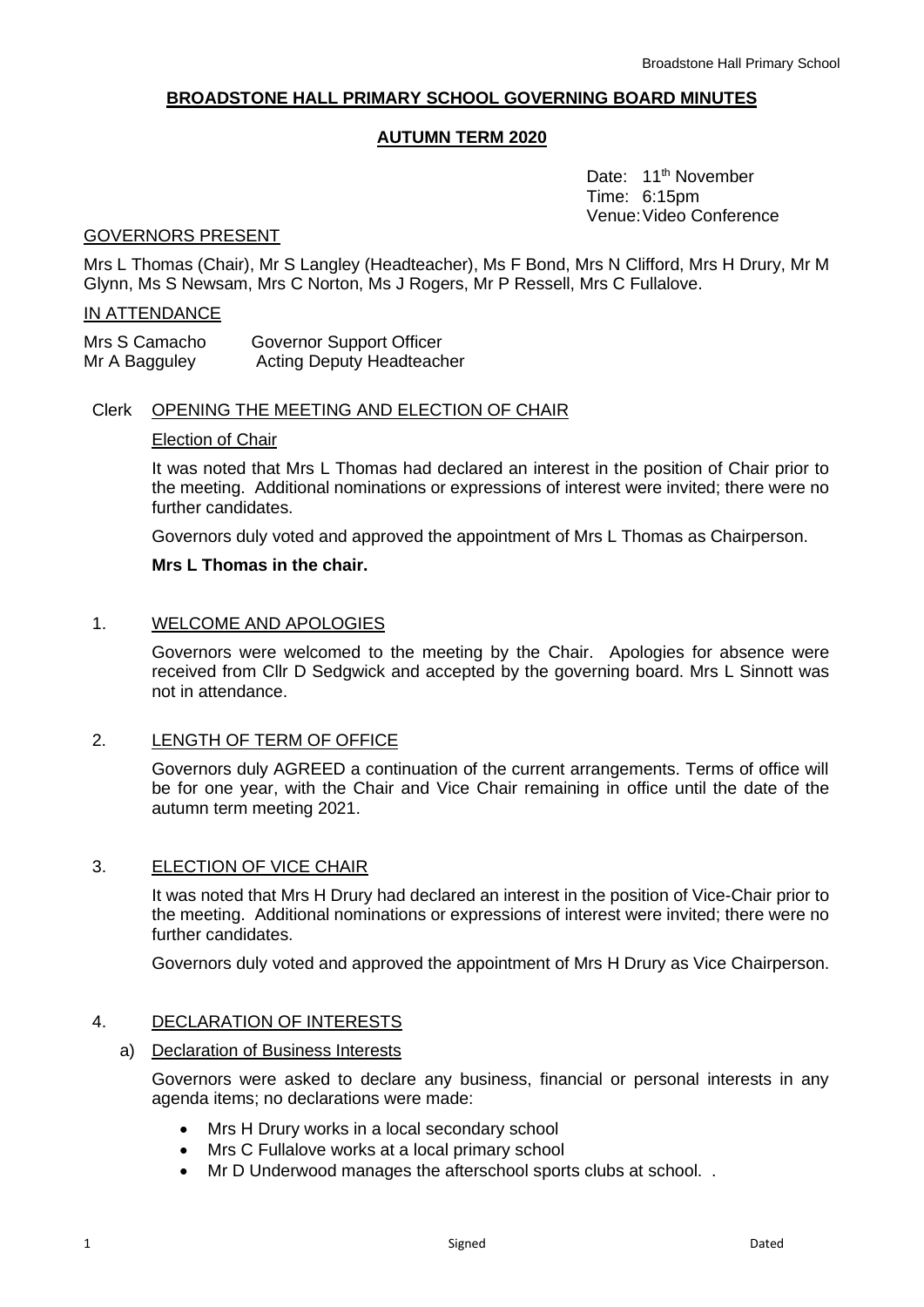# BROADSTONE HALL PRIMARY SCHOOL GOVERNING BOARD MINUTES

## AUTUMN TERM 2020

Date: 11th November
Time: 6:15pm
Venue: Video Conference

GOVERNORS PRESENT

Mrs L Thomas (Chair), Mr S Langley (Headteacher), Ms F Bond, Mrs N Clifford, Mrs H Drury, Mr M Glynn, Ms S Newsam, Mrs C Norton, Ms J Rogers, Mr P Ressell, Mrs C Fullalove.

IN ATTENDANCE

| | |
|---|---|
| Mrs S Camacho | Governor Support Officer |
| Mr A Bagguley | Acting Deputy Headteacher |

Clerk OPENING THE MEETING AND ELECTION OF CHAIR

Election of Chair

It was noted that Mrs L Thomas had declared an interest in the position of Chair prior to the meeting. Additional nominations or expressions of interest were invited; there were no further candidates.

Governors duly voted and approved the appointment of Mrs L Thomas as Chairperson.

**Mrs L Thomas in the chair.**

1. WELCOME AND APOLOGIES

Governors were welcomed to the meeting by the Chair. Apologies for absence were received from Cllr D Sedgwick and accepted by the governing board. Mrs L Sinnott was not in attendance.

2. LENGTH OF TERM OF OFFICE

Governors duly AGREED a continuation of the current arrangements. Terms of office will be for one year, with the Chair and Vice Chair remaining in office until the date of the autumn term meeting 2021.

3. ELECTION OF VICE CHAIR

It was noted that Mrs H Drury had declared an interest in the position of Vice-Chair prior to the meeting. Additional nominations or expressions of interest were invited; there were no further candidates.

Governors duly voted and approved the appointment of Mrs H Drury as Vice Chairperson.

4. DECLARATION OF INTERESTS

a) Declaration of Business Interests

Governors were asked to declare any business, financial or personal interests in any agenda items; no declarations were made:

- Mrs H Drury works in a local secondary school
- Mrs C Fullalove works at a local primary school
- Mr D Underwood manages the afterschool sports clubs at school. .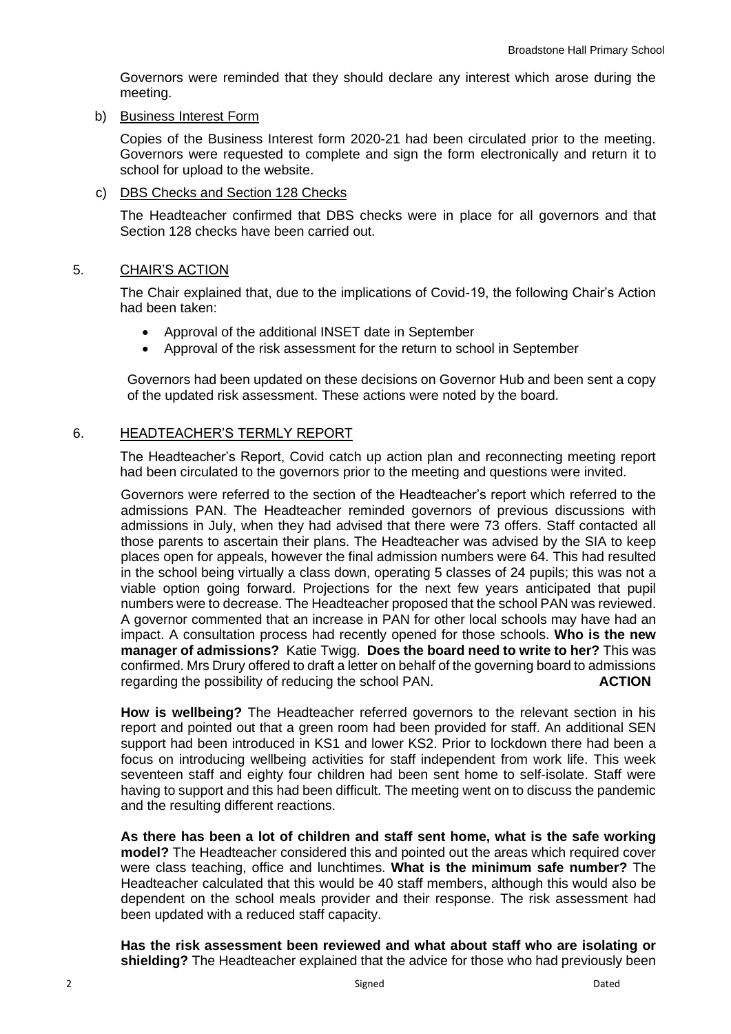Governors were reminded that they should declare any interest which arose during the meeting.

b) Business Interest Form

Copies of the Business Interest form 2020-21 had been circulated prior to the meeting. Governors were requested to complete and sign the form electronically and return it to school for upload to the website.

c) DBS Checks and Section 128 Checks

The Headteacher confirmed that DBS checks were in place for all governors and that Section 128 checks have been carried out.

5. CHAIR'S ACTION

The Chair explained that, due to the implications of Covid-19, the following Chair's Action had been taken:

- Approval of the additional INSET date in September
- Approval of the risk assessment for the return to school in September

Governors had been updated on these decisions on Governor Hub and been sent a copy of the updated risk assessment. These actions were noted by the board.

6. HEADTEACHER'S TERMLY REPORT

The Headteacher's Report, Covid catch up action plan and reconnecting meeting report had been circulated to the governors prior to the meeting and questions were invited.

Governors were referred to the section of the Headteacher's report which referred to the admissions PAN. The Headteacher reminded governors of previous discussions with admissions in July, when they had advised that there were 73 offers. Staff contacted all those parents to ascertain their plans. The Headteacher was advised by the SIA to keep places open for appeals, however the final admission numbers were 64. This had resulted in the school being virtually a class down, operating 5 classes of 24 pupils; this was not a viable option going forward. Projections for the next few years anticipated that pupil numbers were to decrease. The Headteacher proposed that the school PAN was reviewed. A governor commented that an increase in PAN for other local schools may have had an impact. A consultation process had recently opened for those schools. **Who is the new manager of admissions?** Katie Twigg. **Does the board need to write to her?** This was confirmed. Mrs Drury offered to draft a letter on behalf of the governing board to admissions regarding the possibility of reducing the school PAN. **ACTION**

**How is wellbeing?** The Headteacher referred governors to the relevant section in his report and pointed out that a green room had been provided for staff. An additional SEN support had been introduced in KS1 and lower KS2. Prior to lockdown there had been a focus on introducing wellbeing activities for staff independent from work life. This week seventeen staff and eighty four children had been sent home to self-isolate. Staff were having to support and this had been difficult. The meeting went on to discuss the pandemic and the resulting different reactions.

**As there has been a lot of children and staff sent home, what is the safe working model?** The Headteacher considered this and pointed out the areas which required cover were class teaching, office and lunchtimes. **What is the minimum safe number?** The Headteacher calculated that this would be 40 staff members, although this would also be dependent on the school meals provider and their response. The risk assessment had been updated with a reduced staff capacity.

**Has the risk assessment been reviewed and what about staff who are isolating or shielding?** The Headteacher explained that the advice for those who had previously been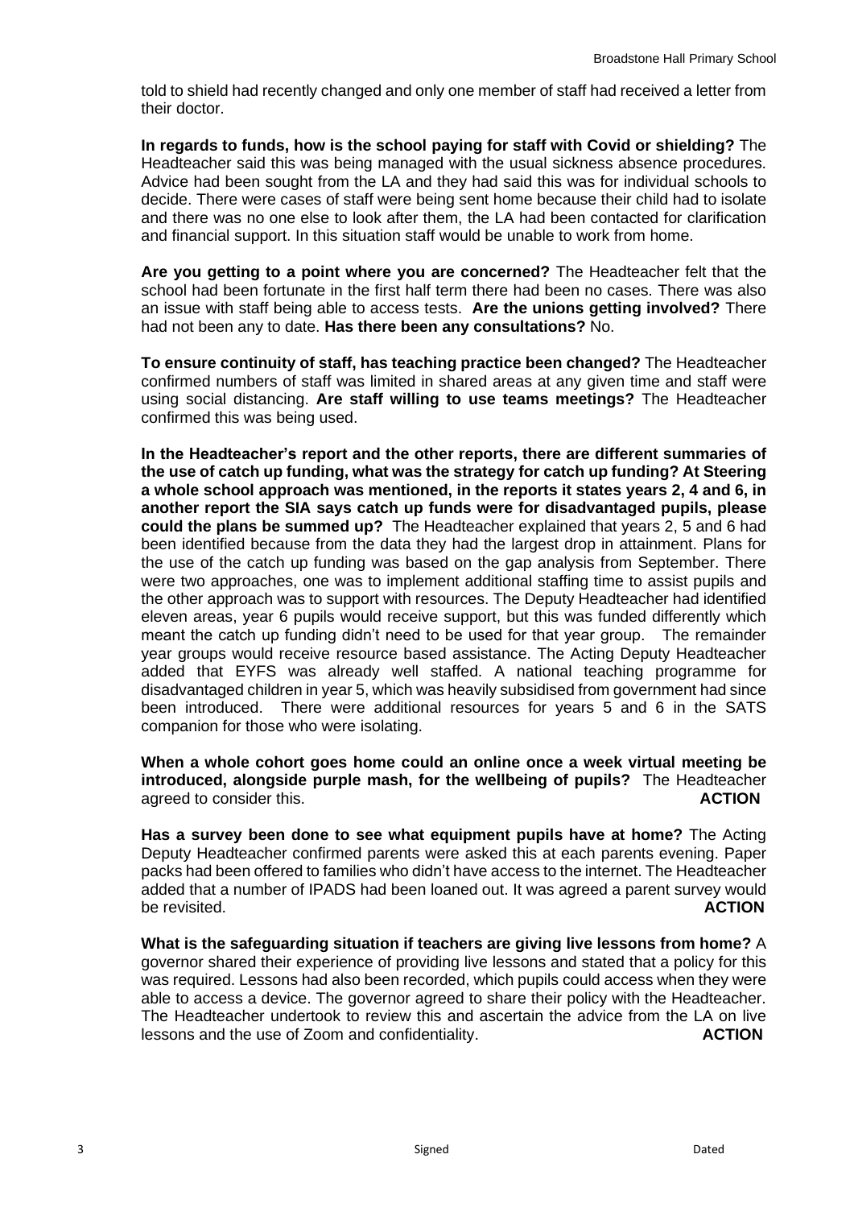told to shield had recently changed and only one member of staff had received a letter from their doctor.

**In regards to funds, how is the school paying for staff with Covid or shielding?** The Headteacher said this was being managed with the usual sickness absence procedures. Advice had been sought from the LA and they had said this was for individual schools to decide. There were cases of staff were being sent home because their child had to isolate and there was no one else to look after them, the LA had been contacted for clarification and financial support. In this situation staff would be unable to work from home.

**Are you getting to a point where you are concerned?** The Headteacher felt that the school had been fortunate in the first half term there had been no cases. There was also an issue with staff being able to access tests. **Are the unions getting involved?** There had not been any to date. **Has there been any consultations?** No.

**To ensure continuity of staff, has teaching practice been changed?** The Headteacher confirmed numbers of staff was limited in shared areas at any given time and staff were using social distancing. **Are staff willing to use teams meetings?** The Headteacher confirmed this was being used.

**In the Headteacher's report and the other reports, there are different summaries of the use of catch up funding, what was the strategy for catch up funding? At Steering a whole school approach was mentioned, in the reports it states years 2, 4 and 6, in another report the SIA says catch up funds were for disadvantaged pupils, please could the plans be summed up?** The Headteacher explained that years 2, 5 and 6 had been identified because from the data they had the largest drop in attainment. Plans for the use of the catch up funding was based on the gap analysis from September. There were two approaches, one was to implement additional staffing time to assist pupils and the other approach was to support with resources. The Deputy Headteacher had identified eleven areas, year 6 pupils would receive support, but this was funded differently which meant the catch up funding didn't need to be used for that year group. The remainder year groups would receive resource based assistance. The Acting Deputy Headteacher added that EYFS was already well staffed. A national teaching programme for disadvantaged children in year 5, which was heavily subsidised from government had since been introduced. There were additional resources for years 5 and 6 in the SATS companion for those who were isolating.

**When a whole cohort goes home could an online once a week virtual meeting be introduced, alongside purple mash, for the wellbeing of pupils?** The Headteacher agreed to consider this. **ACTION**

**Has a survey been done to see what equipment pupils have at home?** The Acting Deputy Headteacher confirmed parents were asked this at each parents evening. Paper packs had been offered to families who didn't have access to the internet. The Headteacher added that a number of IPADS had been loaned out. It was agreed a parent survey would be revisited. **ACTION**

**What is the safeguarding situation if teachers are giving live lessons from home?** A governor shared their experience of providing live lessons and stated that a policy for this was required. Lessons had also been recorded, which pupils could access when they were able to access a device. The governor agreed to share their policy with the Headteacher. The Headteacher undertook to review this and ascertain the advice from the LA on live lessons and the use of Zoom and confidentiality. **ACTION**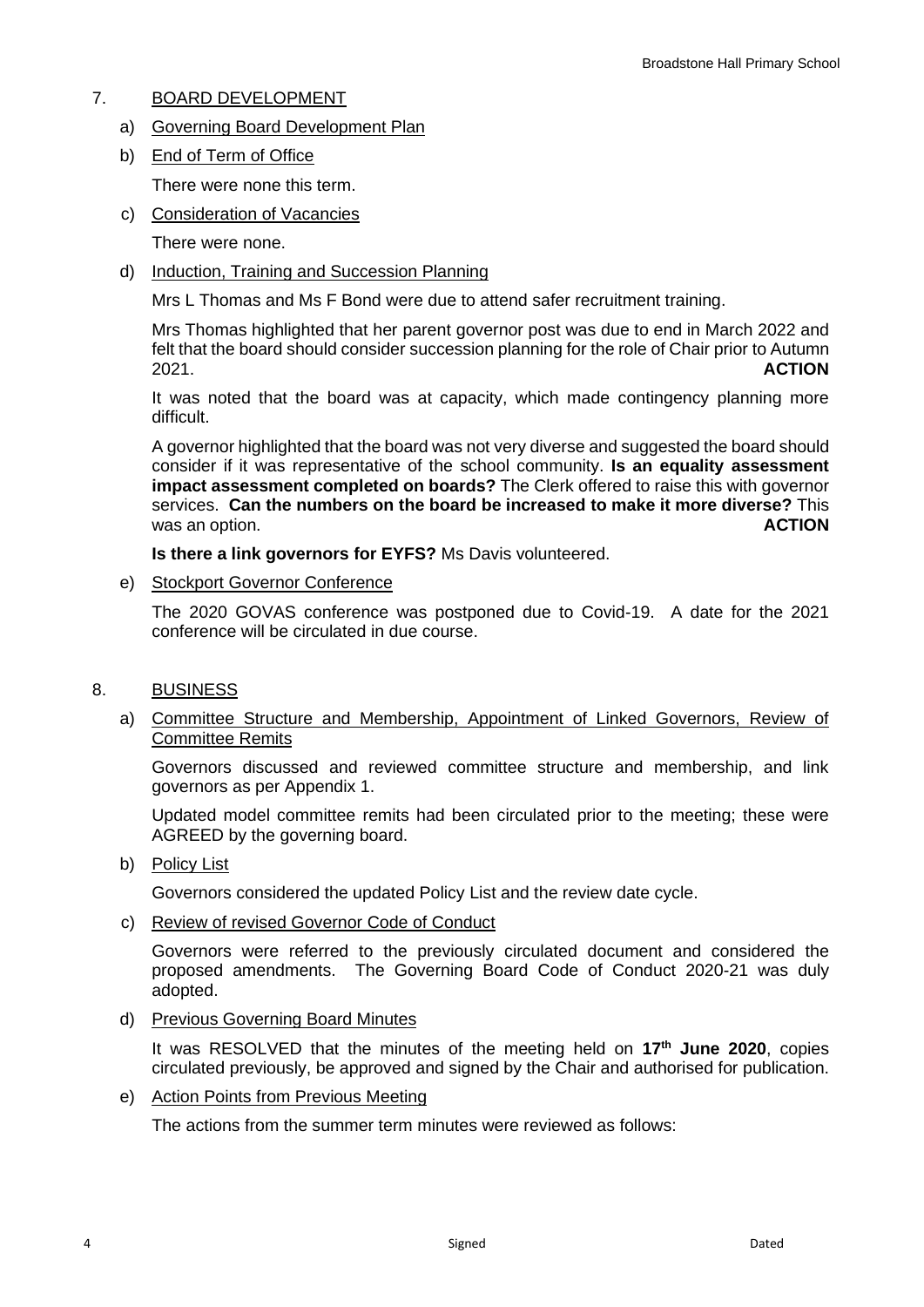## 7. BOARD DEVELOPMENT

a) Governing Board Development Plan

b) End of Term of Office

There were none this term.

c) Consideration of Vacancies

There were none.

d) Induction, Training and Succession Planning

Mrs L Thomas and Ms F Bond were due to attend safer recruitment training.

Mrs Thomas highlighted that her parent governor post was due to end in March 2022 and felt that the board should consider succession planning for the role of Chair prior to Autumn 2021. **ACTION**

It was noted that the board was at capacity, which made contingency planning more difficult.

A governor highlighted that the board was not very diverse and suggested the board should consider if it was representative of the school community. **Is an equality assessment impact assessment completed on boards?** The Clerk offered to raise this with governor services. **Can the numbers on the board be increased to make it more diverse?** This was an option. **ACTION**

**Is there a link governors for EYFS?** Ms Davis volunteered.

e) Stockport Governor Conference

The 2020 GOVAS conference was postponed due to Covid-19. A date for the 2021 conference will be circulated in due course.

## 8. BUSINESS

a) Committee Structure and Membership, Appointment of Linked Governors, Review of Committee Remits

Governors discussed and reviewed committee structure and membership, and link governors as per Appendix 1.

Updated model committee remits had been circulated prior to the meeting; these were AGREED by the governing board.

b) Policy List

Governors considered the updated Policy List and the review date cycle.

c) Review of revised Governor Code of Conduct

Governors were referred to the previously circulated document and considered the proposed amendments. The Governing Board Code of Conduct 2020-21 was duly adopted.

d) Previous Governing Board Minutes

It was RESOLVED that the minutes of the meeting held on **17th June 2020**, copies circulated previously, be approved and signed by the Chair and authorised for publication.

e) Action Points from Previous Meeting

The actions from the summer term minutes were reviewed as follows: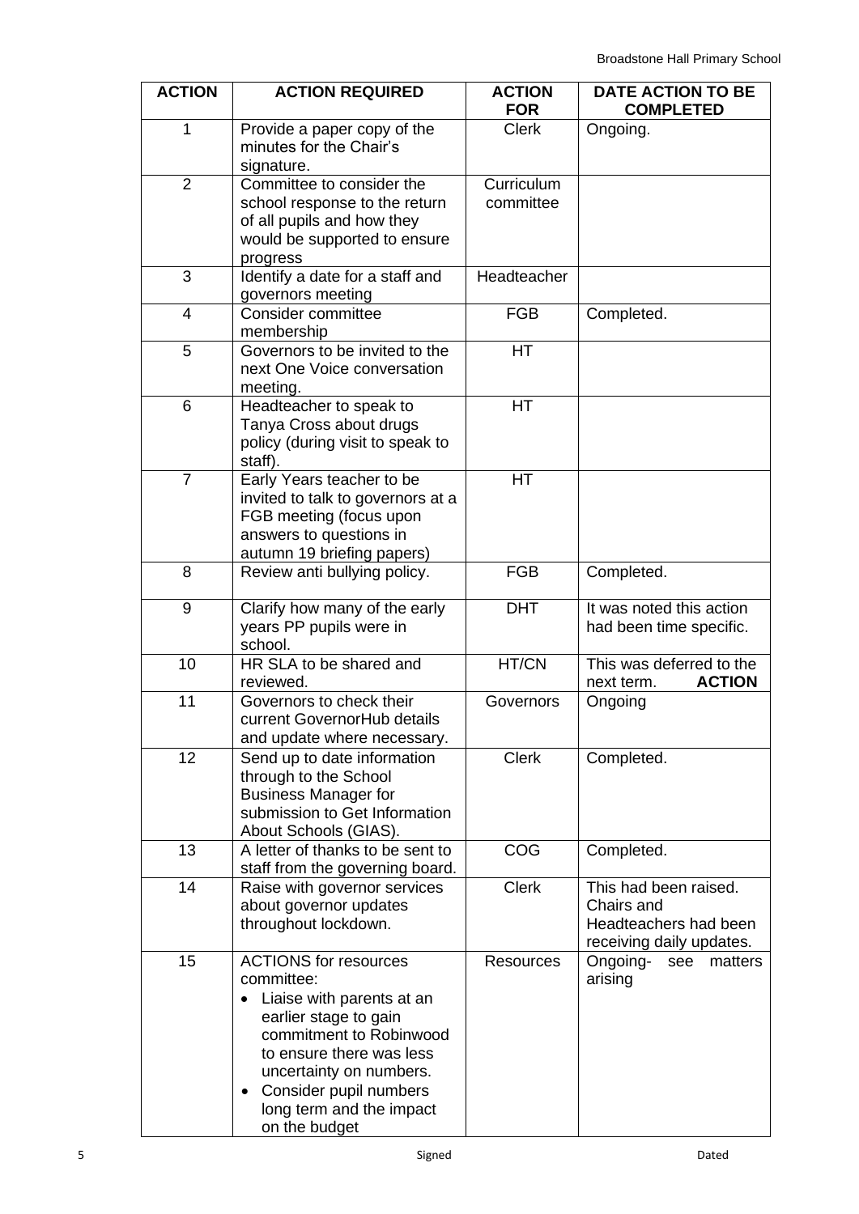| ACTION | ACTION REQUIRED | ACTION FOR | DATE ACTION TO BE COMPLETED |
|---|---|---|---|
| 1 | Provide a paper copy of the minutes for the Chair's signature. | Clerk | Ongoing. |
| 2 | Committee to consider the school response to the return of all pupils and how they would be supported to ensure progress | Curriculum committee | |
| 3 | Identify a date for a staff and governors meeting | Headteacher | |
| 4 | Consider committee membership | FGB | Completed. |
| 5 | Governors to be invited to the next One Voice conversation meeting. | HT | |
| 6 | Headteacher to speak to Tanya Cross about drugs policy (during visit to speak to staff). | HT | |
| 7 | Early Years teacher to be invited to talk to governors at a FGB meeting (focus upon answers to questions in autumn 19 briefing papers) | HT | |
| 8 | Review anti bullying policy. | FGB | Completed. |
| 9 | Clarify how many of the early years PP pupils were in school. | DHT | It was noted this action had been time specific. |
| 10 | HR SLA to be shared and reviewed. | HT/CN | This was deferred to the next term. **ACTION** |
| 11 | Governors to check their current GovernorHub details and update where necessary. | Governors | Ongoing |
| 12 | Send up to date information through to the School Business Manager for submission to Get Information About Schools (GIAS). | Clerk | Completed. |
| 13 | A letter of thanks to be sent to staff from the governing board. | COG | Completed. |
| 14 | Raise with governor services about governor updates throughout lockdown. | Clerk | This had been raised. Chairs and Headteachers had been receiving daily updates. |
| 15 | ACTIONS for resources committee:<br>• Liaise with parents at an earlier stage to gain commitment to Robinwood to ensure there was less uncertainty on numbers.<br>• Consider pupil numbers long term and the impact on the budget | Resources | Ongoing- see matters arising |

Signed Dated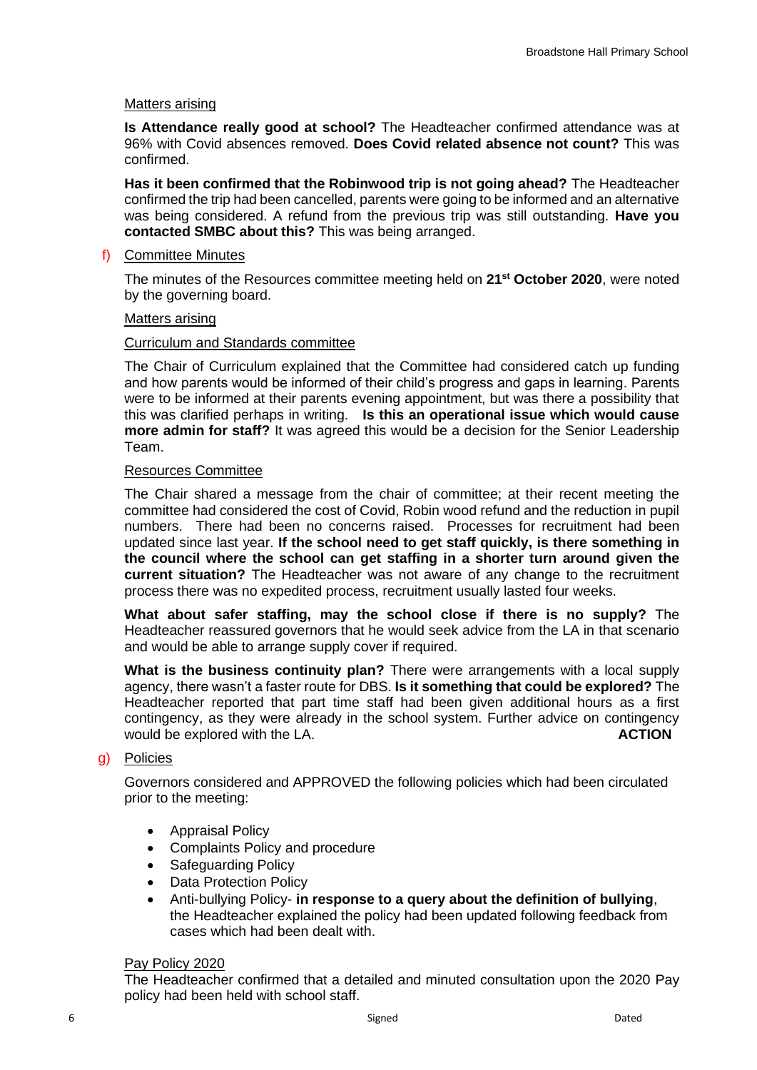Matters arising

**Is Attendance really good at school?** The Headteacher confirmed attendance was at 96% with Covid absences removed. **Does Covid related absence not count?** This was confirmed.

**Has it been confirmed that the Robinwood trip is not going ahead?** The Headteacher confirmed the trip had been cancelled, parents were going to be informed and an alternative was being considered. A refund from the previous trip was still outstanding. **Have you contacted SMBC about this?** This was being arranged.

f) Committee Minutes

The minutes of the Resources committee meeting held on **21st October 2020**, were noted by the governing board.

Matters arising

Curriculum and Standards committee

The Chair of Curriculum explained that the Committee had considered catch up funding and how parents would be informed of their child's progress and gaps in learning. Parents were to be informed at their parents evening appointment, but was there a possibility that this was clarified perhaps in writing. **Is this an operational issue which would cause more admin for staff?** It was agreed this would be a decision for the Senior Leadership Team.

Resources Committee

The Chair shared a message from the chair of committee; at their recent meeting the committee had considered the cost of Covid, Robin wood refund and the reduction in pupil numbers. There had been no concerns raised. Processes for recruitment had been updated since last year. **If the school need to get staff quickly, is there something in the council where the school can get staffing in a shorter turn around given the current situation?** The Headteacher was not aware of any change to the recruitment process there was no expedited process, recruitment usually lasted four weeks.

**What about safer staffing, may the school close if there is no supply?** The Headteacher reassured governors that he would seek advice from the LA in that scenario and would be able to arrange supply cover if required.

**What is the business continuity plan?** There were arrangements with a local supply agency, there wasn't a faster route for DBS. **Is it something that could be explored?** The Headteacher reported that part time staff had been given additional hours as a first contingency, as they were already in the school system. Further advice on contingency would be explored with the LA. **ACTION**

g) Policies

Governors considered and APPROVED the following policies which had been circulated prior to the meeting:

- Appraisal Policy
- Complaints Policy and procedure
- Safeguarding Policy
- Data Protection Policy
- Anti-bullying Policy- **in response to a query about the definition of bullying**, the Headteacher explained the policy had been updated following feedback from cases which had been dealt with.

Pay Policy 2020

The Headteacher confirmed that a detailed and minuted consultation upon the 2020 Pay policy had been held with school staff.

Signed Dated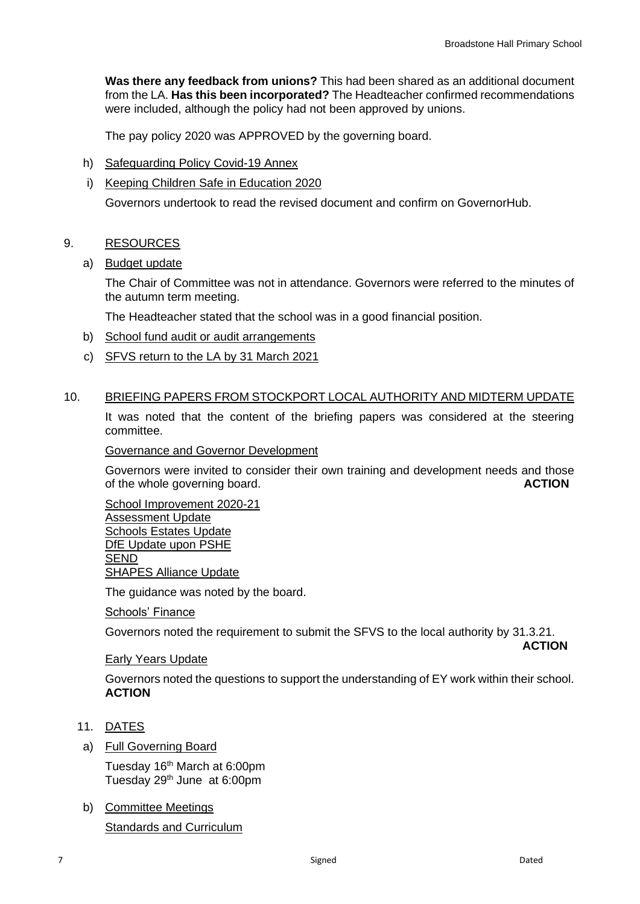**Was there any feedback from unions?** This had been shared as an additional document from the LA. **Has this been incorporated?** The Headteacher confirmed recommendations were included, although the policy had not been approved by unions.

The pay policy 2020 was APPROVED by the governing board.

h) Safeguarding Policy Covid-19 Annex

i) Keeping Children Safe in Education 2020

Governors undertook to read the revised document and confirm on GovernorHub.

9. RESOURCES

a) Budget update

The Chair of Committee was not in attendance. Governors were referred to the minutes of the autumn term meeting.

The Headteacher stated that the school was in a good financial position.

b) School fund audit or audit arrangements

c) SFVS return to the LA by 31 March 2021

10. BRIEFING PAPERS FROM STOCKPORT LOCAL AUTHORITY AND MIDTERM UPDATE

It was noted that the content of the briefing papers was considered at the steering committee.

Governance and Governor Development

Governors were invited to consider their own training and development needs and those of the whole governing board. **ACTION**

School Improvement 2020-21
Assessment Update
Schools Estates Update
DfE Update upon PSHE
SEND
SHAPES Alliance Update

The guidance was noted by the board.

Schools' Finance

Governors noted the requirement to submit the SFVS to the local authority by 31.3.21. **ACTION**

Early Years Update

Governors noted the questions to support the understanding of EY work within their school. **ACTION**

11. DATES

a) Full Governing Board

Tuesday 16th March at 6:00pm
Tuesday 29th June at 6:00pm

b) Committee Meetings

Standards and Curriculum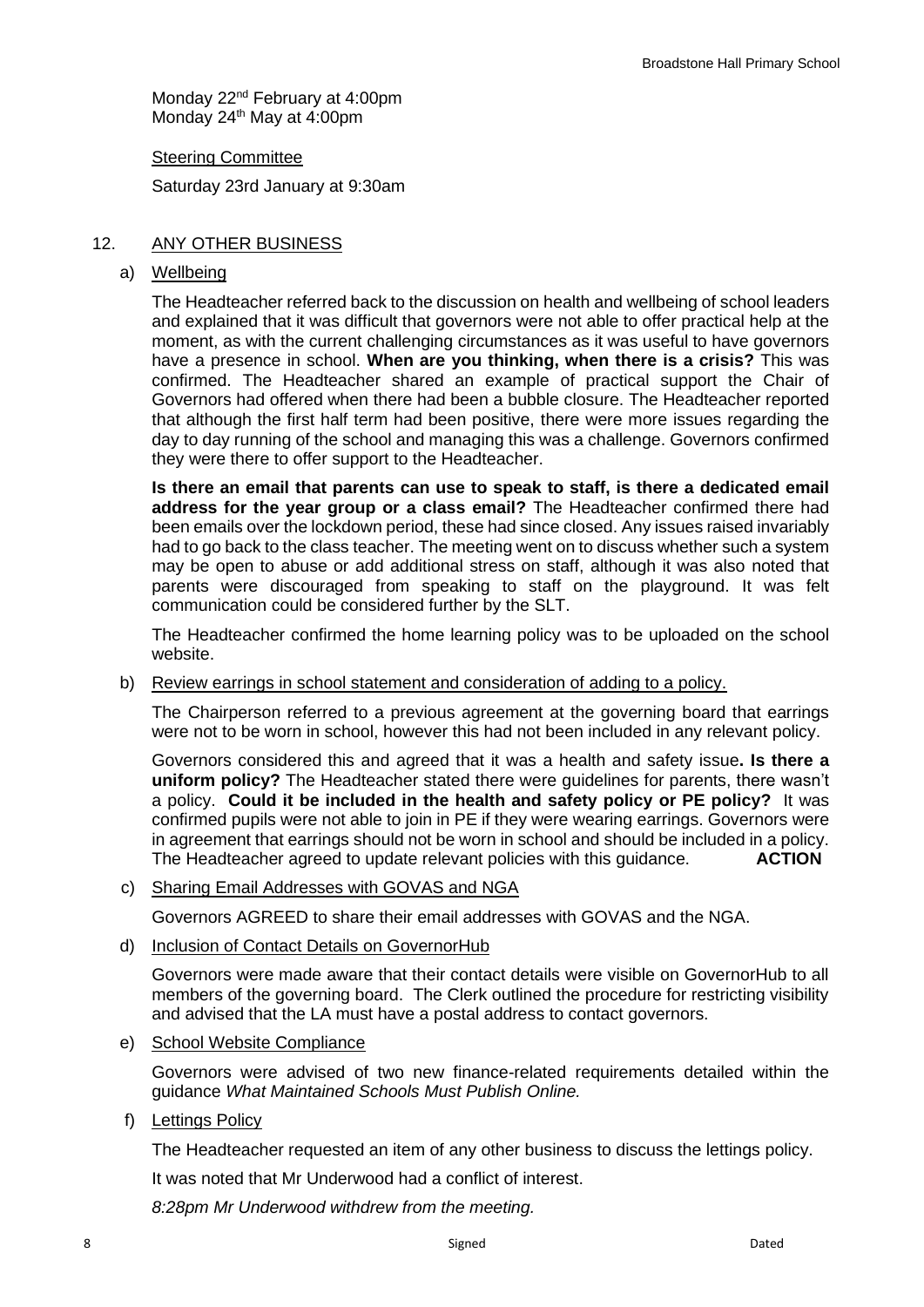Monday 22nd February at 4:00pm
Monday 24th May at 4:00pm

Steering Committee

Saturday 23rd January at 9:30am

12. ANY OTHER BUSINESS

a) Wellbeing

The Headteacher referred back to the discussion on health and wellbeing of school leaders and explained that it was difficult that governors were not able to offer practical help at the moment, as with the current challenging circumstances as it was useful to have governors have a presence in school. **When are you thinking, when there is a crisis?** This was confirmed. The Headteacher shared an example of practical support the Chair of Governors had offered when there had been a bubble closure. The Headteacher reported that although the first half term had been positive, there were more issues regarding the day to day running of the school and managing this was a challenge. Governors confirmed they were there to offer support to the Headteacher.

**Is there an email that parents can use to speak to staff, is there a dedicated email address for the year group or a class email?** The Headteacher confirmed there had been emails over the lockdown period, these had since closed. Any issues raised invariably had to go back to the class teacher. The meeting went on to discuss whether such a system may be open to abuse or add additional stress on staff, although it was also noted that parents were discouraged from speaking to staff on the playground. It was felt communication could be considered further by the SLT.

The Headteacher confirmed the home learning policy was to be uploaded on the school website.

b) Review earrings in school statement and consideration of adding to a policy.

The Chairperson referred to a previous agreement at the governing board that earrings were not to be worn in school, however this had not been included in any relevant policy.

Governors considered this and agreed that it was a health and safety issue**. Is there a uniform policy?** The Headteacher stated there were guidelines for parents, there wasn't a policy. **Could it be included in the health and safety policy or PE policy?** It was confirmed pupils were not able to join in PE if they were wearing earrings. Governors were in agreement that earrings should not be worn in school and should be included in a policy. The Headteacher agreed to update relevant policies with this guidance. **ACTION**

c) Sharing Email Addresses with GOVAS and NGA

Governors AGREED to share their email addresses with GOVAS and the NGA.

d) Inclusion of Contact Details on GovernorHub

Governors were made aware that their contact details were visible on GovernorHub to all members of the governing board. The Clerk outlined the procedure for restricting visibility and advised that the LA must have a postal address to contact governors.

e) School Website Compliance

Governors were advised of two new finance-related requirements detailed within the guidance *What Maintained Schools Must Publish Online.*

f) Lettings Policy

The Headteacher requested an item of any other business to discuss the lettings policy.

It was noted that Mr Underwood had a conflict of interest.

*8:28pm Mr Underwood withdrew from the meeting.*

Signed Dated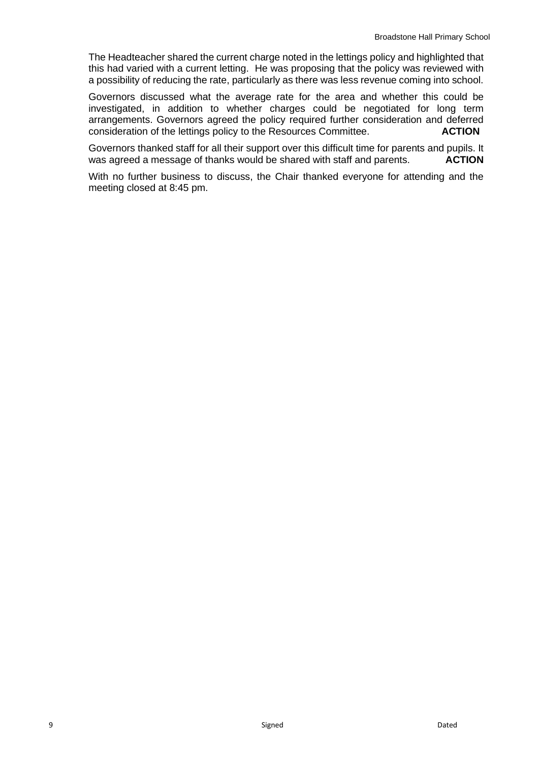The Headteacher shared the current charge noted in the lettings policy and highlighted that this had varied with a current letting. He was proposing that the policy was reviewed with a possibility of reducing the rate, particularly as there was less revenue coming into school.

Governors discussed what the average rate for the area and whether this could be investigated, in addition to whether charges could be negotiated for long term arrangements. Governors agreed the policy required further consideration and deferred consideration of the lettings policy to the Resources Committee. **ACTION**

Governors thanked staff for all their support over this difficult time for parents and pupils. It was agreed a message of thanks would be shared with staff and parents. **ACTION**

With no further business to discuss, the Chair thanked everyone for attending and the meeting closed at 8:45 pm.

Signed Dated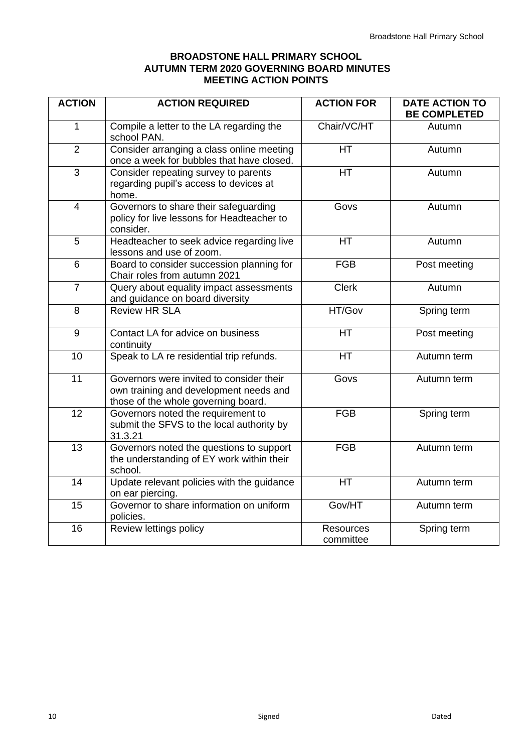**BROADSTONE HALL PRIMARY SCHOOL**
**AUTUMN TERM 2020 GOVERNING BOARD MINUTES**
**MEETING ACTION POINTS**

| ACTION | ACTION REQUIRED | ACTION FOR | DATE ACTION TO BE COMPLETED |
|---|---|---|---|
| 1 | Compile a letter to the LA regarding the school PAN. | Chair/VC/HT | Autumn |
| 2 | Consider arranging a class online meeting once a week for bubbles that have closed. | HT | Autumn |
| 3 | Consider repeating survey to parents regarding pupil's access to devices at home. | HT | Autumn |
| 4 | Governors to share their safeguarding policy for live lessons for Headteacher to consider. | Govs | Autumn |
| 5 | Headteacher to seek advice regarding live lessons and use of zoom. | HT | Autumn |
| 6 | Board to consider succession planning for Chair roles from autumn 2021 | FGB | Post meeting |
| 7 | Query about equality impact assessments and guidance on board diversity | Clerk | Autumn |
| 8 | Review HR SLA | HT/Gov | Spring term |
| 9 | Contact LA for advice on business continuity | HT | Post meeting |
| 10 | Speak to LA re residential trip refunds. | HT | Autumn term |
| 11 | Governors were invited to consider their own training and development needs and those of the whole governing board. | Govs | Autumn term |
| 12 | Governors noted the requirement to submit the SFVS to the local authority by 31.3.21 | FGB | Spring term |
| 13 | Governors noted the questions to support the understanding of EY work within their school. | FGB | Autumn term |
| 14 | Update relevant policies with the guidance on ear piercing. | HT | Autumn term |
| 15 | Governor to share information on uniform policies. | Gov/HT | Autumn term |
| 16 | Review lettings policy | Resources committee | Spring term |

Signed Dated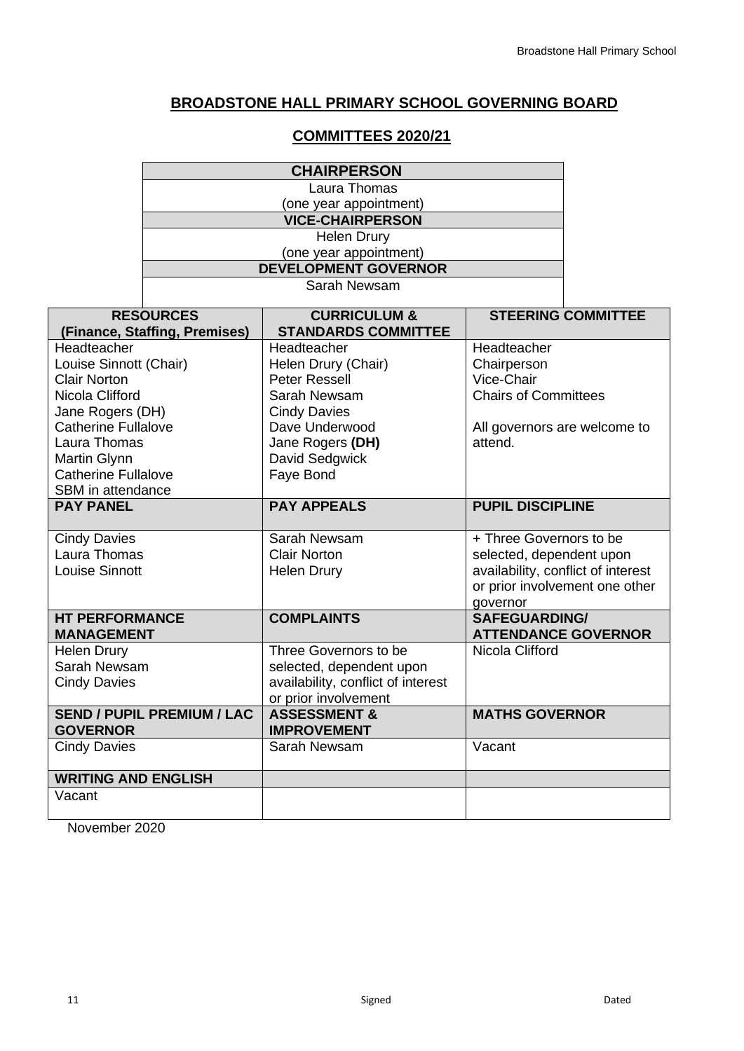## BROADSTONE HALL PRIMARY SCHOOL GOVERNING BOARD

## COMMITTEES 2020/21

| CHAIRPERSON |
|---|
| Laura Thomas<br>(one year appointment) |
| **VICE-CHAIRPERSON** |
| Helen Drury<br>(one year appointment) |
| **DEVELOPMENT GOVERNOR** |
| Sarah Newsam |

| RESOURCES (Finance, Staffing, Premises) | CURRICULUM & STANDARDS COMMITTEE | STEERING COMMITTEE |
|---|---|---|
| Headteacher<br>Louise Sinnott (Chair)<br>Clair Norton<br>Nicola Clifford<br>Jane Rogers (DH)<br>Catherine Fullalove<br>Laura Thomas<br>Martin Glynn<br>Catherine Fullalove<br>SBM in attendance | Headteacher<br>Helen Drury (Chair)<br>Peter Ressell<br>Sarah Newsam<br>Cindy Davies<br>Dave Underwood<br>Jane Rogers **(DH)**<br>David Sedgwick<br>Faye Bond | Headteacher<br>Chairperson<br>Vice-Chair<br>Chairs of Committees<br><br>All governors are welcome to attend. |
| **PAY PANEL** | **PAY APPEALS** | **PUPIL DISCIPLINE** |
| Cindy Davies<br>Laura Thomas<br>Louise Sinnott | Sarah Newsam<br>Clair Norton<br>Helen Drury | + Three Governors to be selected, dependent upon availability, conflict of interest or prior involvement one other governor |
| **HT PERFORMANCE MANAGEMENT** | **COMPLAINTS** | **SAFEGUARDING/ ATTENDANCE GOVERNOR** |
| Helen Drury<br>Sarah Newsam<br>Cindy Davies | Three Governors to be selected, dependent upon availability, conflict of interest or prior involvement | Nicola Clifford |
| **SEND / PUPIL PREMIUM / LAC GOVERNOR** | **ASSESSMENT & IMPROVEMENT** | **MATHS GOVERNOR** |
| Cindy Davies | Sarah Newsam | Vacant |
| **WRITING AND ENGLISH** | | |
| Vacant | | |

November 2020

Signed Dated